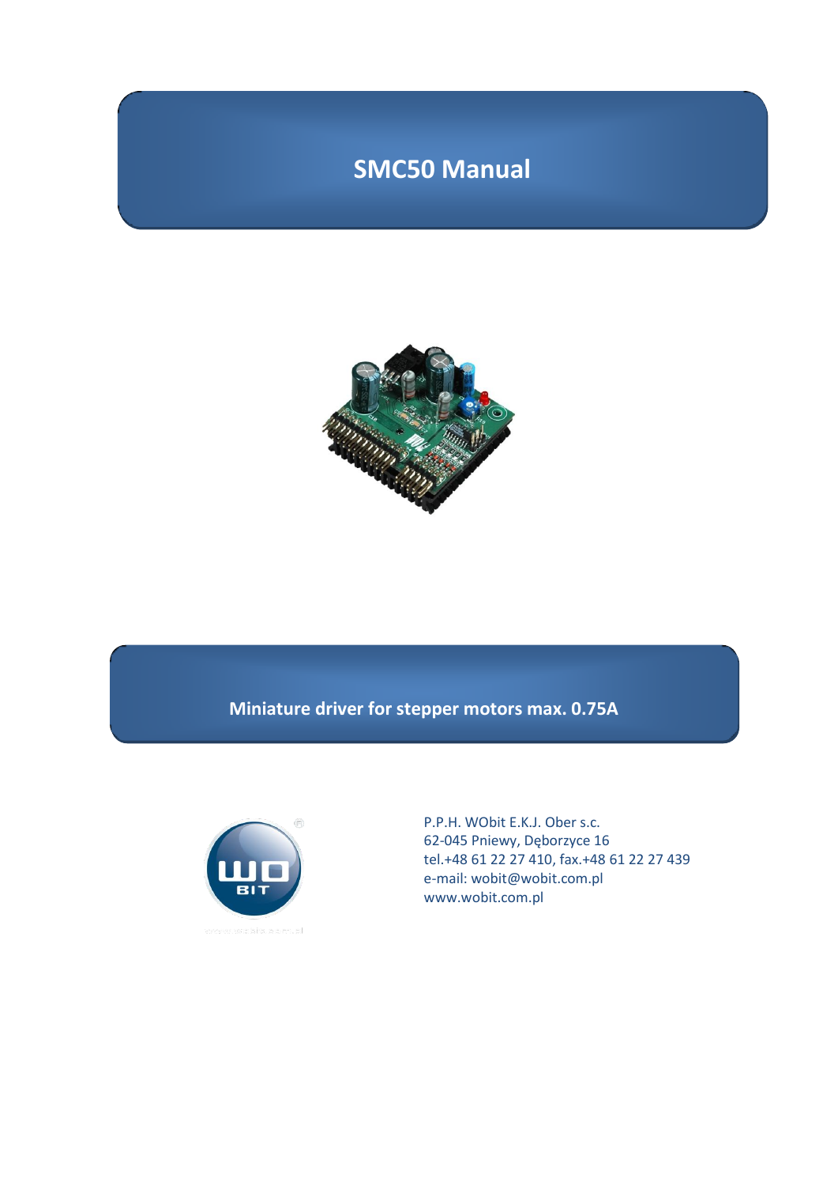# SMC50 Manual

## Miniature driver for stepper motors max. 0.75A

P.P.H. WObit E.K.J. Ober s.c.
62-045 Pniewy, Dęborzyce 16
tel.+48 61 22 27 410, fax.+48 61 22 27 439
e-mail: wobit@wobit.com.pl
www.wobit.com.pl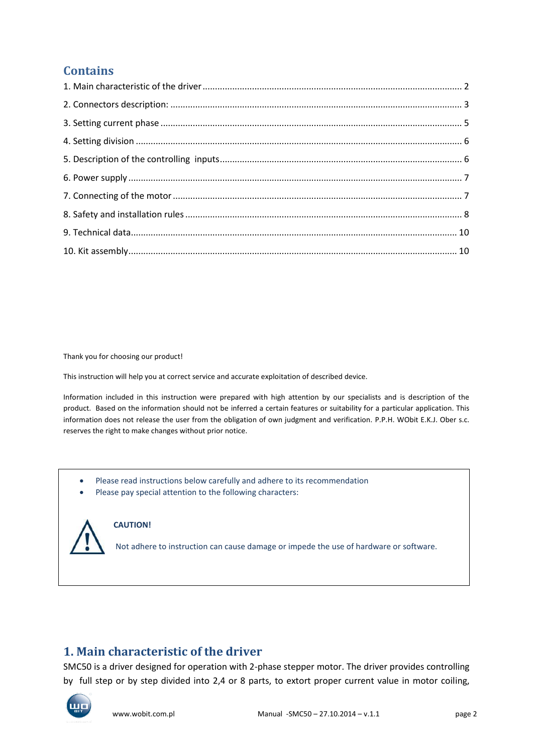## Contains

1. Main characteristic of the driver ........ 2
2. Connectors description: ........ 3
3. Setting current phase ........ 5
4. Setting division ........ 6
5. Description of the controlling inputs ........ 6
6. Power supply ........ 7
7. Connecting of the motor ........ 7
8. Safety and installation rules ........ 8
9. Technical data ........ 10
10. Kit assembly ........ 10

Thank you for choosing our product!

This instruction will help you at correct service and accurate exploitation of described device.

Information included in this instruction were prepared with high attention by our specialists and is description of the product. Based on the information should not be inferred a certain features or suitability for a particular application. This information does not release the user from the obligation of own judgment and verification. P.P.H. WObit E.K.J. Ober s.c. reserves the right to make changes without prior notice.

- Please read instructions below carefully and adhere to its recommendation
- Please pay special attention to the following characters:

**CAUTION!**

Not adhere to instruction can cause damage or impede the use of hardware or software.

# 1. Main characteristic of the driver

SMC50 is a driver designed for operation with 2-phase stepper motor. The driver provides controlling by full step or by step divided into 2,4 or 8 parts, to extort proper current value in motor coiling,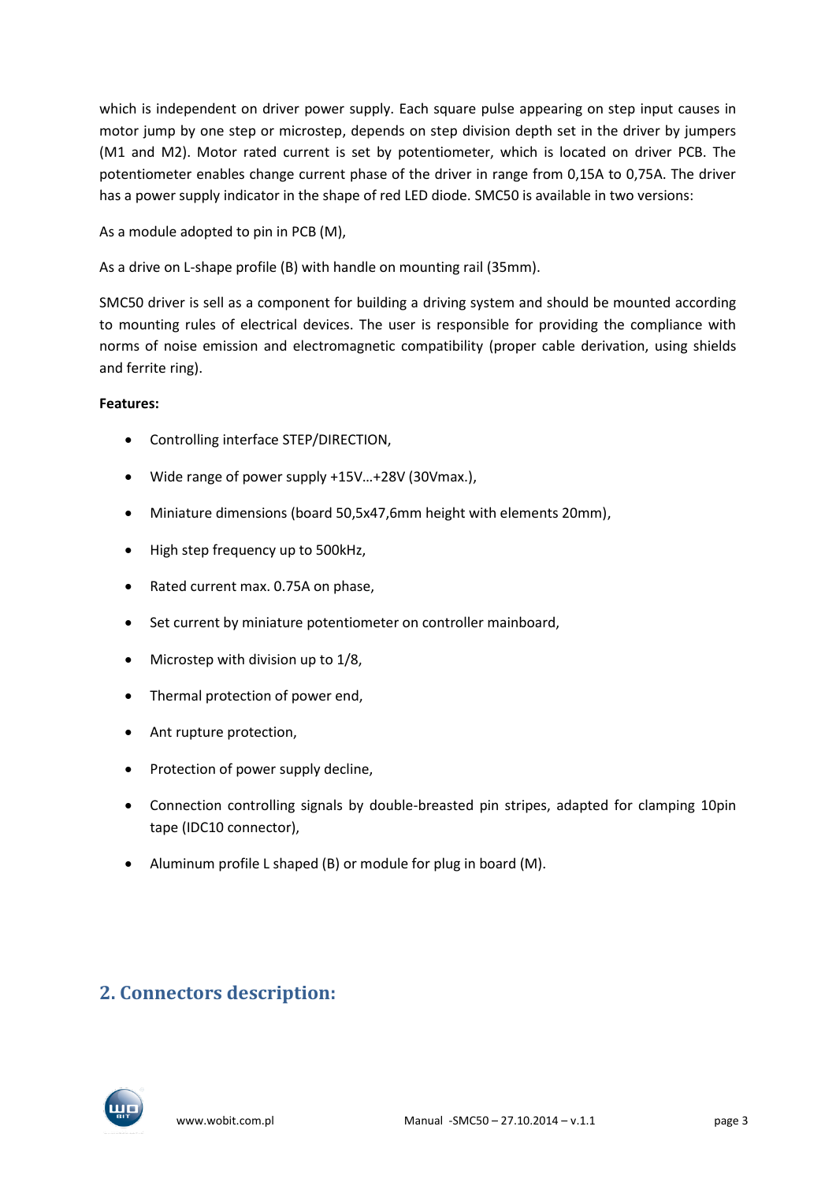which is independent on driver power supply. Each square pulse appearing on step input causes in motor jump by one step or microstep, depends on step division depth set in the driver by jumpers (M1 and M2). Motor rated current is set by potentiometer, which is located on driver PCB. The potentiometer enables change current phase of the driver in range from 0,15A to 0,75A. The driver has a power supply indicator in the shape of red LED diode. SMC50 is available in two versions:

As a module adopted to pin in PCB (M),

As a drive on L-shape profile (B) with handle on mounting rail (35mm).

SMC50 driver is sell as a component for building a driving system and should be mounted according to mounting rules of electrical devices. The user is responsible for providing the compliance with norms of noise emission and electromagnetic compatibility (proper cable derivation, using shields and ferrite ring).

**Features:**

- Controlling interface STEP/DIRECTION,
- Wide range of power supply +15V…+28V (30Vmax.),
- Miniature dimensions (board 50,5x47,6mm height with elements 20mm),
- High step frequency up to 500kHz,
- Rated current max. 0.75A on phase,
- Set current by miniature potentiometer on controller mainboard,
- Microstep with division up to 1/8,
- Thermal protection of power end,
- Ant rupture protection,
- Protection of power supply decline,
- Connection controlling signals by double-breasted pin stripes, adapted for clamping 10pin tape (IDC10 connector),
- Aluminum profile L shaped (B) or module for plug in board (M).

## 2. Connectors description: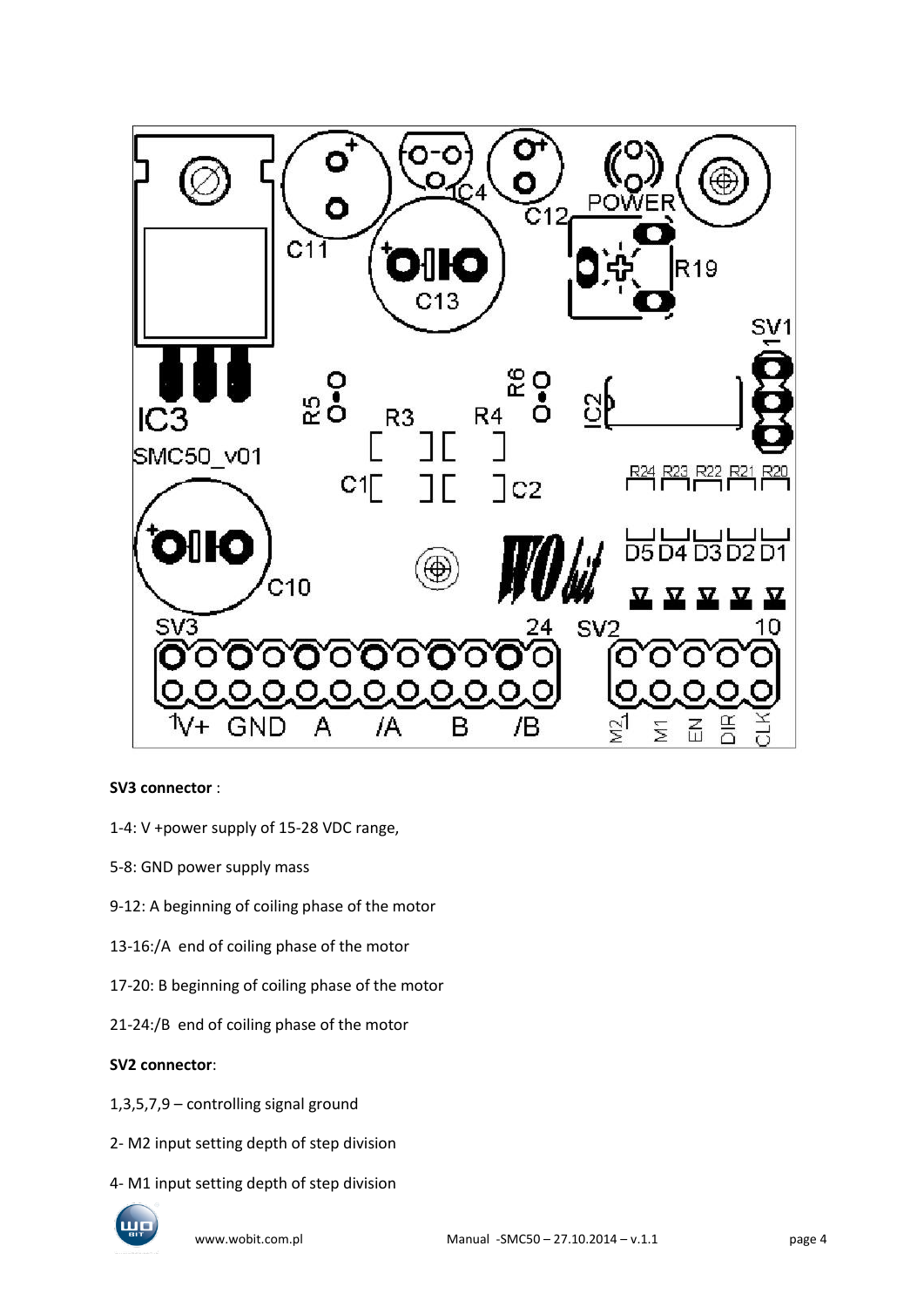**SV3 connector** :

1-4: V +power supply of 15-28 VDC range,

5-8: GND power supply mass

9-12: A beginning of coiling phase of the motor

13-16:/A end of coiling phase of the motor

17-20: B beginning of coiling phase of the motor

21-24:/B end of coiling phase of the motor

**SV2 connector**:

1,3,5,7,9 – controlling signal ground

2- M2 input setting depth of step division

4- M1 input setting depth of step division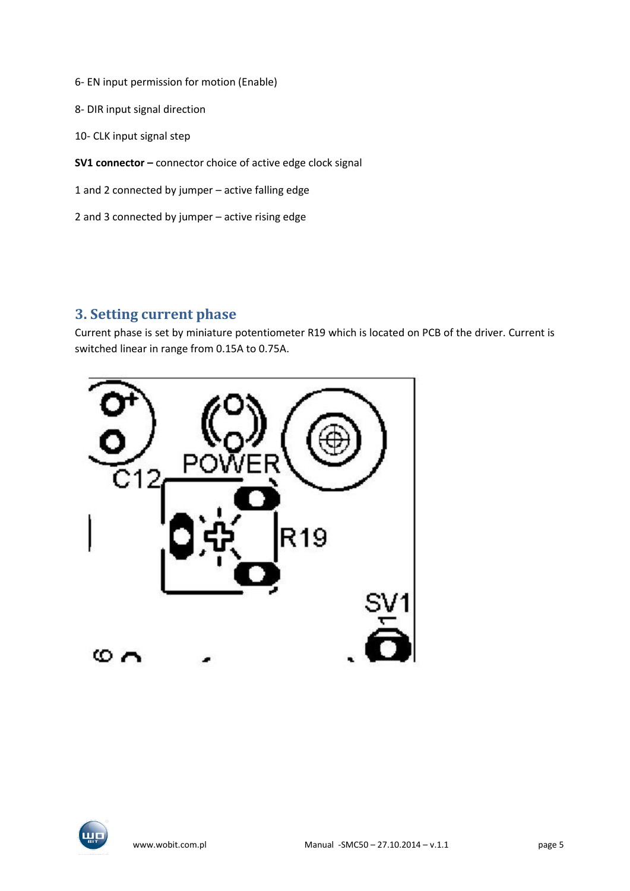6- EN input permission for motion (Enable)

8- DIR input signal direction

10- CLK input signal step

**SV1 connector –** connector choice of active edge clock signal

1 and 2 connected by jumper – active falling edge

2 and 3 connected by jumper – active rising edge

## 3. Setting current phase

Current phase is set by miniature potentiometer R19 which is located on PCB of the driver. Current is switched linear in range from 0.15A to 0.75A.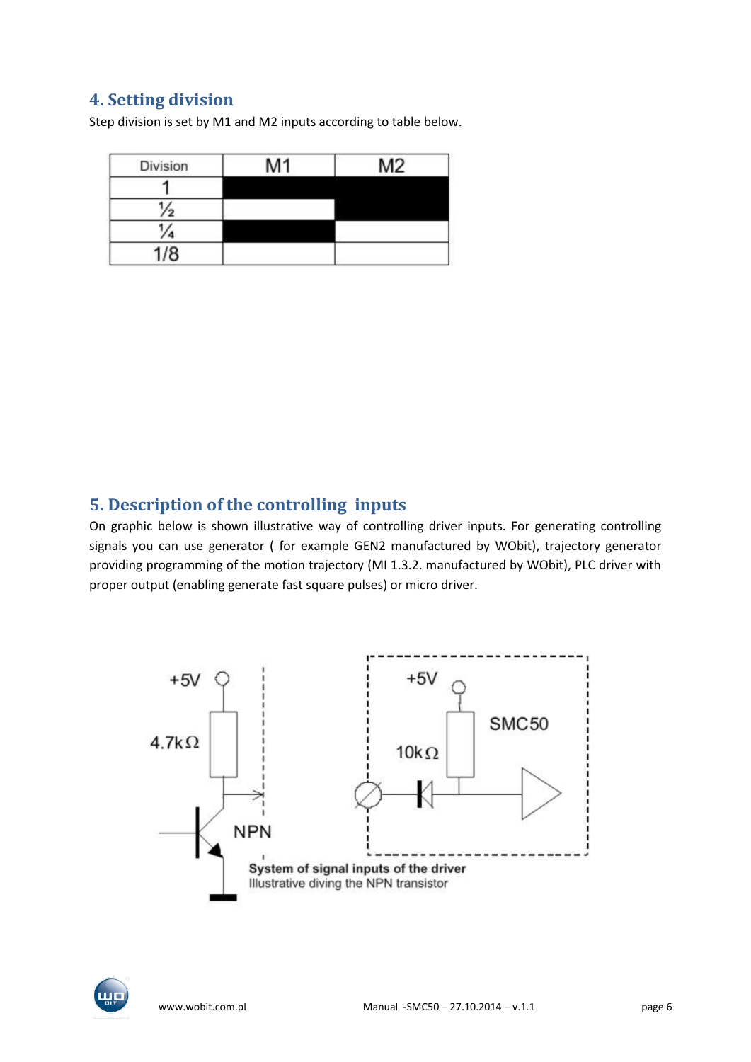## 4. Setting division

Step division is set by M1 and M2 inputs according to table below.

| Division | M1 | M2 |
|---|---|---|
| 1 | ■ | ■ |
| ½ | | ■ |
| ¼ | ■ | |
| 1/8 | | |

## 5. Description of the controlling inputs

On graphic below is shown illustrative way of controlling driver inputs. For generating controlling signals you can use generator ( for example GEN2 manufactured by WObit), trajectory generator providing programming of the motion trajectory (MI 1.3.2. manufactured by WObit), PLC driver with proper output (enabling generate fast square pulses) or micro driver.

**System of signal inputs of the driver**
Illustrative diving the NPN transistor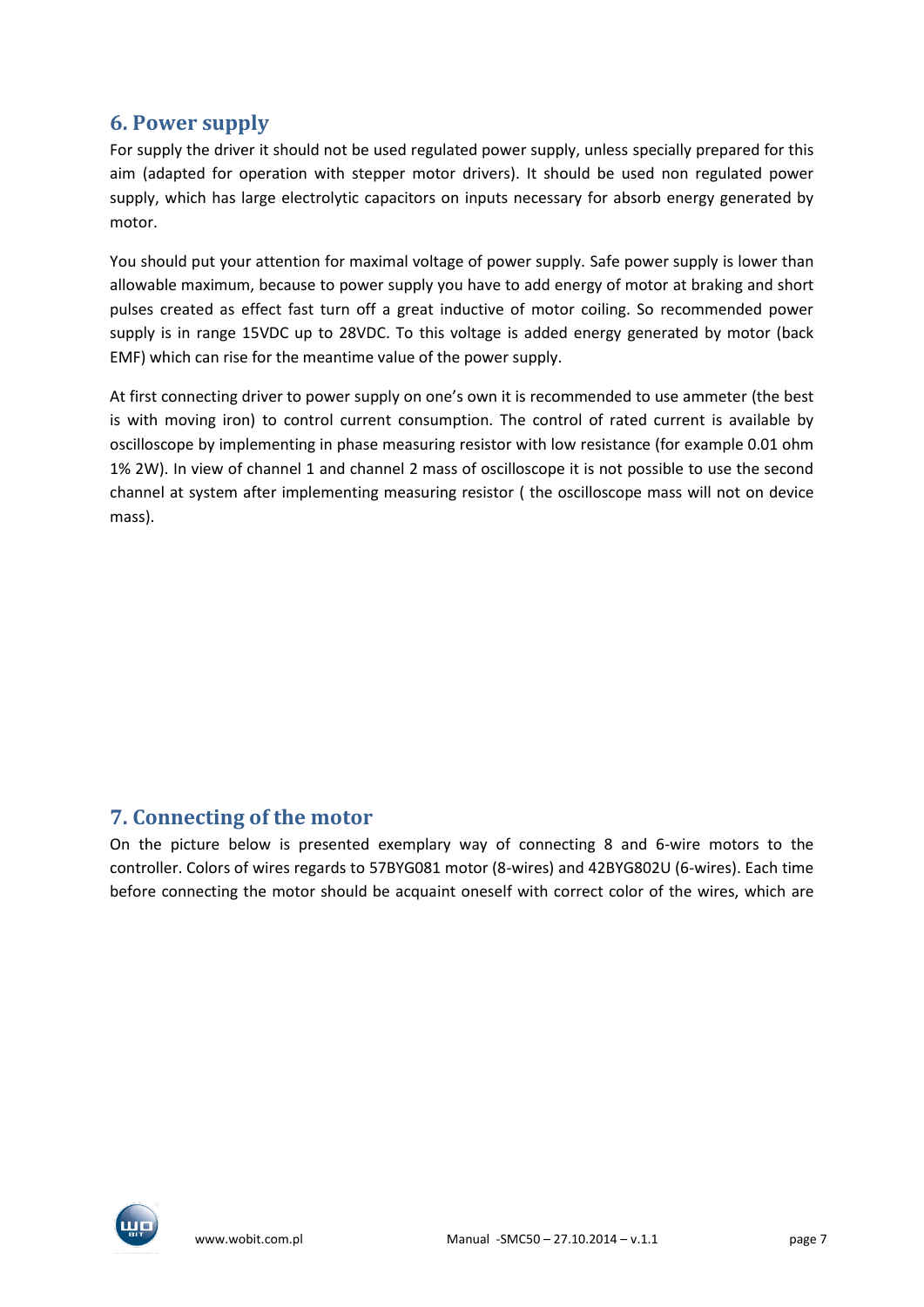## 6. Power supply

For supply the driver it should not be used regulated power supply, unless specially prepared for this aim (adapted for operation with stepper motor drivers). It should be used non regulated power supply, which has large electrolytic capacitors on inputs necessary for absorb energy generated by motor.

You should put your attention for maximal voltage of power supply. Safe power supply is lower than allowable maximum, because to power supply you have to add energy of motor at braking and short pulses created as effect fast turn off a great inductive of motor coiling. So recommended power supply is in range 15VDC up to 28VDC. To this voltage is added energy generated by motor (back EMF) which can rise for the meantime value of the power supply.

At first connecting driver to power supply on one's own it is recommended to use ammeter (the best is with moving iron) to control current consumption. The control of rated current is available by oscilloscope by implementing in phase measuring resistor with low resistance (for example 0.01 ohm 1% 2W). In view of channel 1 and channel 2 mass of oscilloscope it is not possible to use the second channel at system after implementing measuring resistor ( the oscilloscope mass will not on device mass).

## 7. Connecting of the motor

On the picture below is presented exemplary way of connecting 8 and 6-wire motors to the controller. Colors of wires regards to 57BYG081 motor (8-wires) and 42BYG802U (6-wires). Each time before connecting the motor should be acquaint oneself with correct color of the wires, which are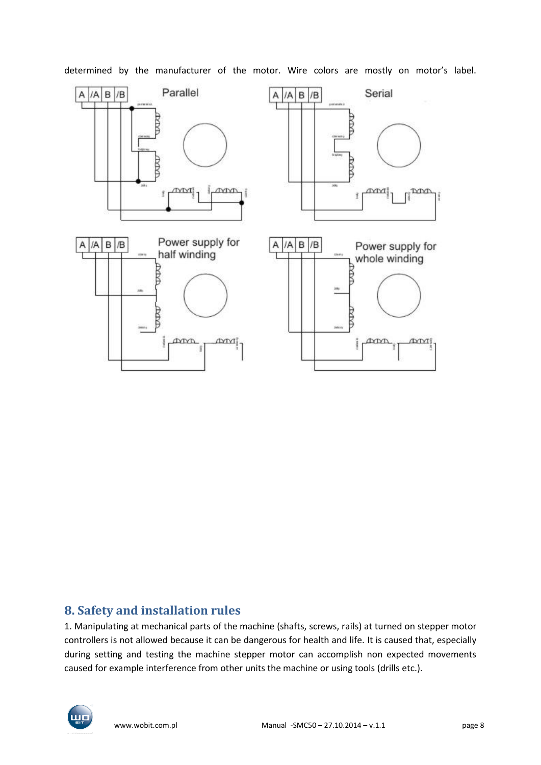determined by the manufacturer of the motor. Wire colors are mostly on motor's label.

## 8. Safety and installation rules

1. Manipulating at mechanical parts of the machine (shafts, screws, rails) at turned on stepper motor controllers is not allowed because it can be dangerous for health and life. It is caused that, especially during setting and testing the machine stepper motor can accomplish non expected movements caused for example interference from other units the machine or using tools (drills etc.).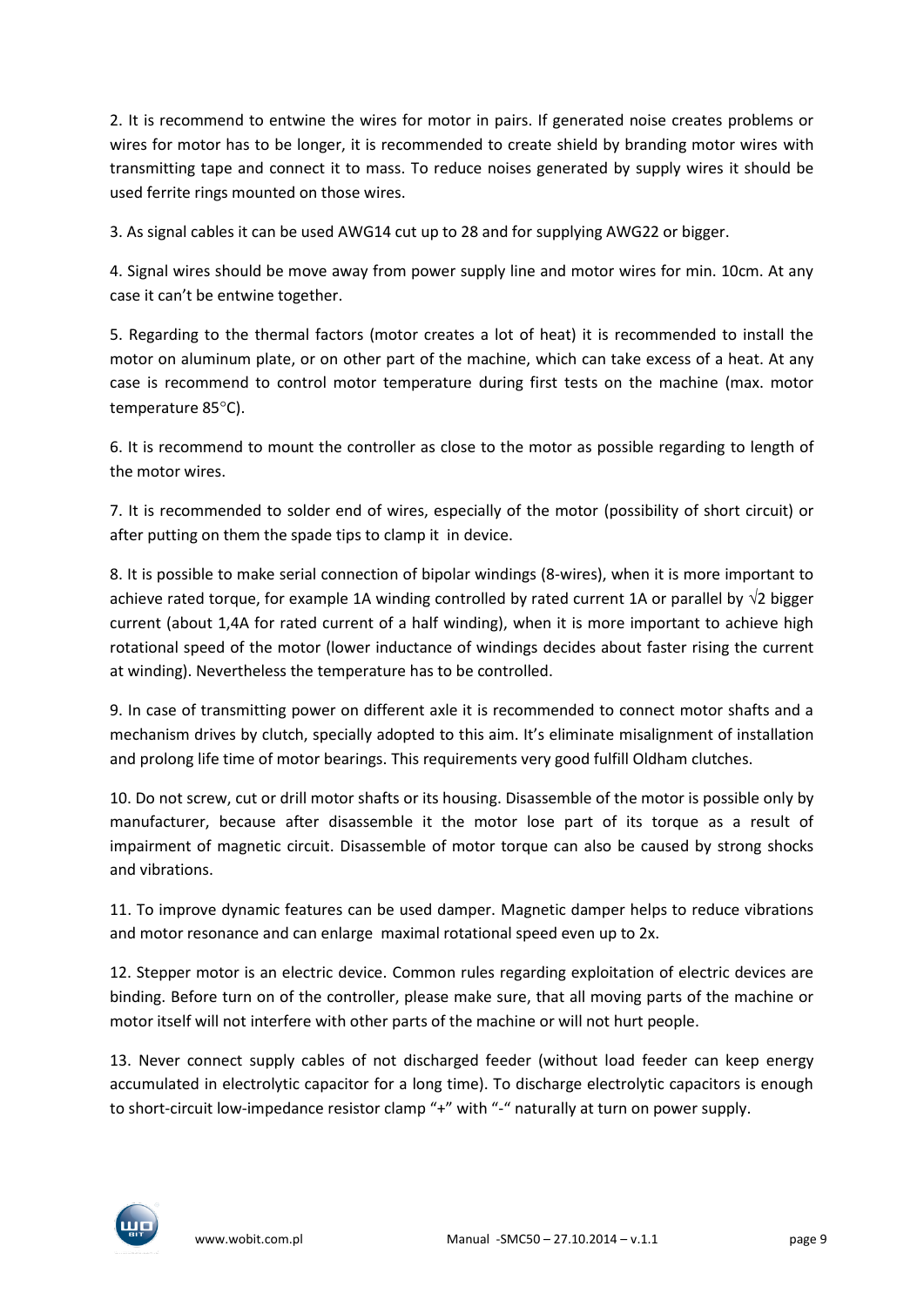2. It is recommend to entwine the wires for motor in pairs. If generated noise creates problems or wires for motor has to be longer, it is recommended to create shield by branding motor wires with transmitting tape and connect it to mass. To reduce noises generated by supply wires it should be used ferrite rings mounted on those wires.

3. As signal cables it can be used AWG14 cut up to 28 and for supplying AWG22 or bigger.

4. Signal wires should be move away from power supply line and motor wires for min. 10cm. At any case it can't be entwine together.

5. Regarding to the thermal factors (motor creates a lot of heat) it is recommended to install the motor on aluminum plate, or on other part of the machine, which can take excess of a heat. At any case is recommend to control motor temperature during first tests on the machine (max. motor temperature 85°C).

6. It is recommend to mount the controller as close to the motor as possible regarding to length of the motor wires.

7. It is recommended to solder end of wires, especially of the motor (possibility of short circuit) or after putting on them the spade tips to clamp it in device.

8. It is possible to make serial connection of bipolar windings (8-wires), when it is more important to achieve rated torque, for example 1A winding controlled by rated current 1A or parallel by $\sqrt{2}$ bigger current (about 1,4A for rated current of a half winding), when it is more important to achieve high rotational speed of the motor (lower inductance of windings decides about faster rising the current at winding). Nevertheless the temperature has to be controlled.

9. In case of transmitting power on different axle it is recommended to connect motor shafts and a mechanism drives by clutch, specially adopted to this aim. It's eliminate misalignment of installation and prolong life time of motor bearings. This requirements very good fulfill Oldham clutches.

10. Do not screw, cut or drill motor shafts or its housing. Disassemble of the motor is possible only by manufacturer, because after disassemble it the motor lose part of its torque as a result of impairment of magnetic circuit. Disassemble of motor torque can also be caused by strong shocks and vibrations.

11. To improve dynamic features can be used damper. Magnetic damper helps to reduce vibrations and motor resonance and can enlarge maximal rotational speed even up to 2x.

12. Stepper motor is an electric device. Common rules regarding exploitation of electric devices are binding. Before turn on of the controller, please make sure, that all moving parts of the machine or motor itself will not interfere with other parts of the machine or will not hurt people.

13. Never connect supply cables of not discharged feeder (without load feeder can keep energy accumulated in electrolytic capacitor for a long time). To discharge electrolytic capacitors is enough to short-circuit low-impedance resistor clamp "+" with "-" naturally at turn on power supply.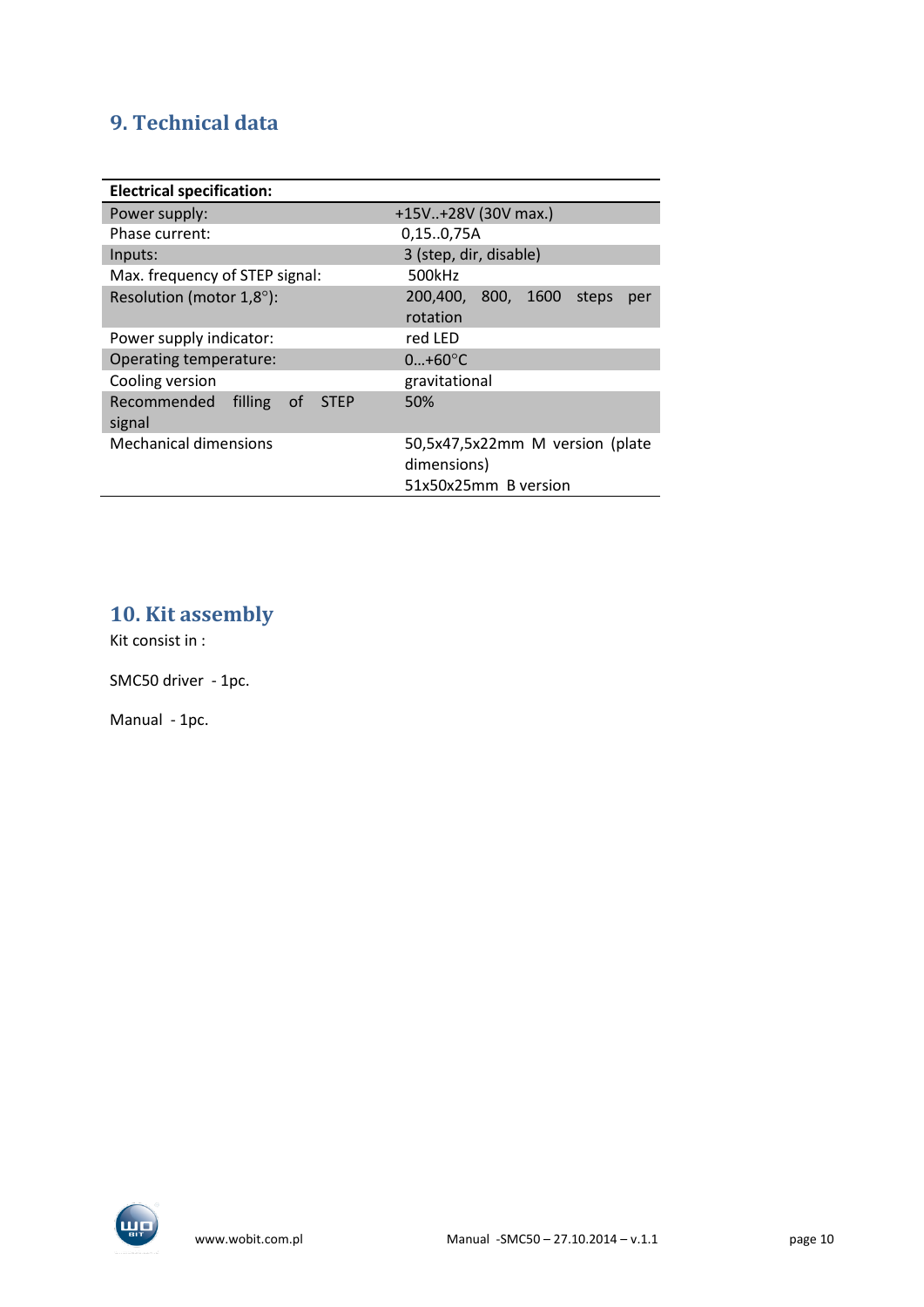## 9. Technical data

| Electrical specification: | |
|---|---|
| Power supply: | +15V..+28V (30V max.) |
| Phase current: | 0,15..0,75A |
| Inputs: | 3 (step, dir, disable) |
| Max. frequency of STEP signal: | 500kHz |
| Resolution (motor 1,8°): | 200,400, 800, 1600 steps per rotation |
| Power supply indicator: | red LED |
| Operating temperature: | 0…+60°C |
| Cooling version | gravitational |
| Recommended filling of STEP signal | 50% |
| Mechanical dimensions | 50,5x47,5x22mm M version (plate dimensions)<br>51x50x25mm B version |

## 10. Kit assembly

Kit consist in :

SMC50 driver - 1pc.

Manual - 1pc.